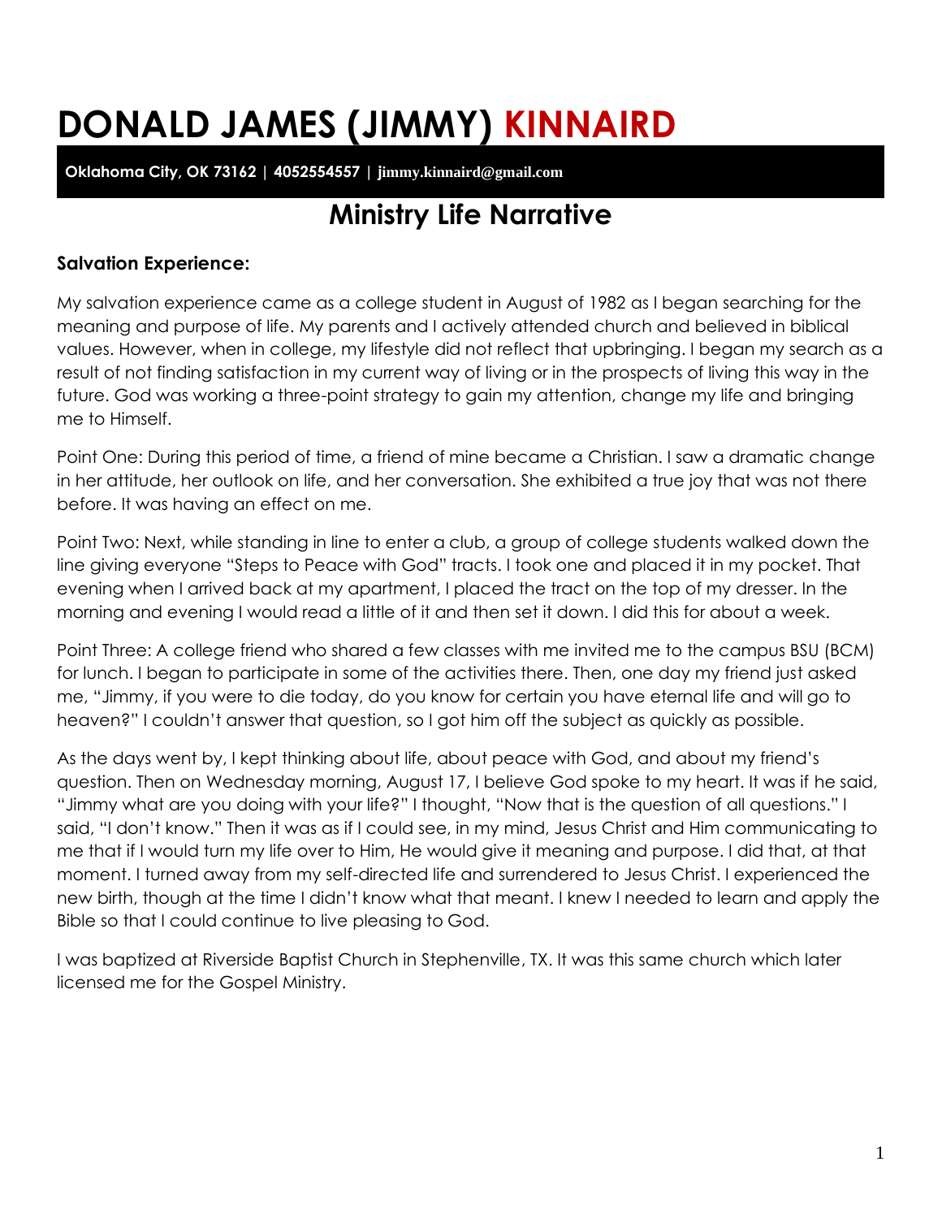# DONALD JAMES (JIMMY) KINNAIRD

**Oklahoma City, OK 73162 | 4052554557 | jimmy.kinnaird@gmail.com**

## Ministry Life Narrative

**Salvation Experience:**

My salvation experience came as a college student in August of 1982 as I began searching for the meaning and purpose of life. My parents and I actively attended church and believed in biblical values. However, when in college, my lifestyle did not reflect that upbringing. I began my search as a result of not finding satisfaction in my current way of living or in the prospects of living this way in the future. God was working a three-point strategy to gain my attention, change my life and bringing me to Himself.

Point One: During this period of time, a friend of mine became a Christian. I saw a dramatic change in her attitude, her outlook on life, and her conversation. She exhibited a true joy that was not there before. It was having an effect on me.

Point Two: Next, while standing in line to enter a club, a group of college students walked down the line giving everyone "Steps to Peace with God" tracts. I took one and placed it in my pocket. That evening when I arrived back at my apartment, I placed the tract on the top of my dresser. In the morning and evening I would read a little of it and then set it down. I did this for about a week.

Point Three: A college friend who shared a few classes with me invited me to the campus BSU (BCM) for lunch. I began to participate in some of the activities there. Then, one day my friend just asked me, "Jimmy, if you were to die today, do you know for certain you have eternal life and will go to heaven?" I couldn't answer that question, so I got him off the subject as quickly as possible.

As the days went by, I kept thinking about life, about peace with God, and about my friend's question. Then on Wednesday morning, August 17, I believe God spoke to my heart. It was if he said, "Jimmy what are you doing with your life?" I thought, "Now that is the question of all questions." I said, "I don't know." Then it was as if I could see, in my mind, Jesus Christ and Him communicating to me that if I would turn my life over to Him, He would give it meaning and purpose. I did that, at that moment. I turned away from my self-directed life and surrendered to Jesus Christ. I experienced the new birth, though at the time I didn't know what that meant. I knew I needed to learn and apply the Bible so that I could continue to live pleasing to God.

I was baptized at Riverside Baptist Church in Stephenville, TX. It was this same church which later licensed me for the Gospel Ministry.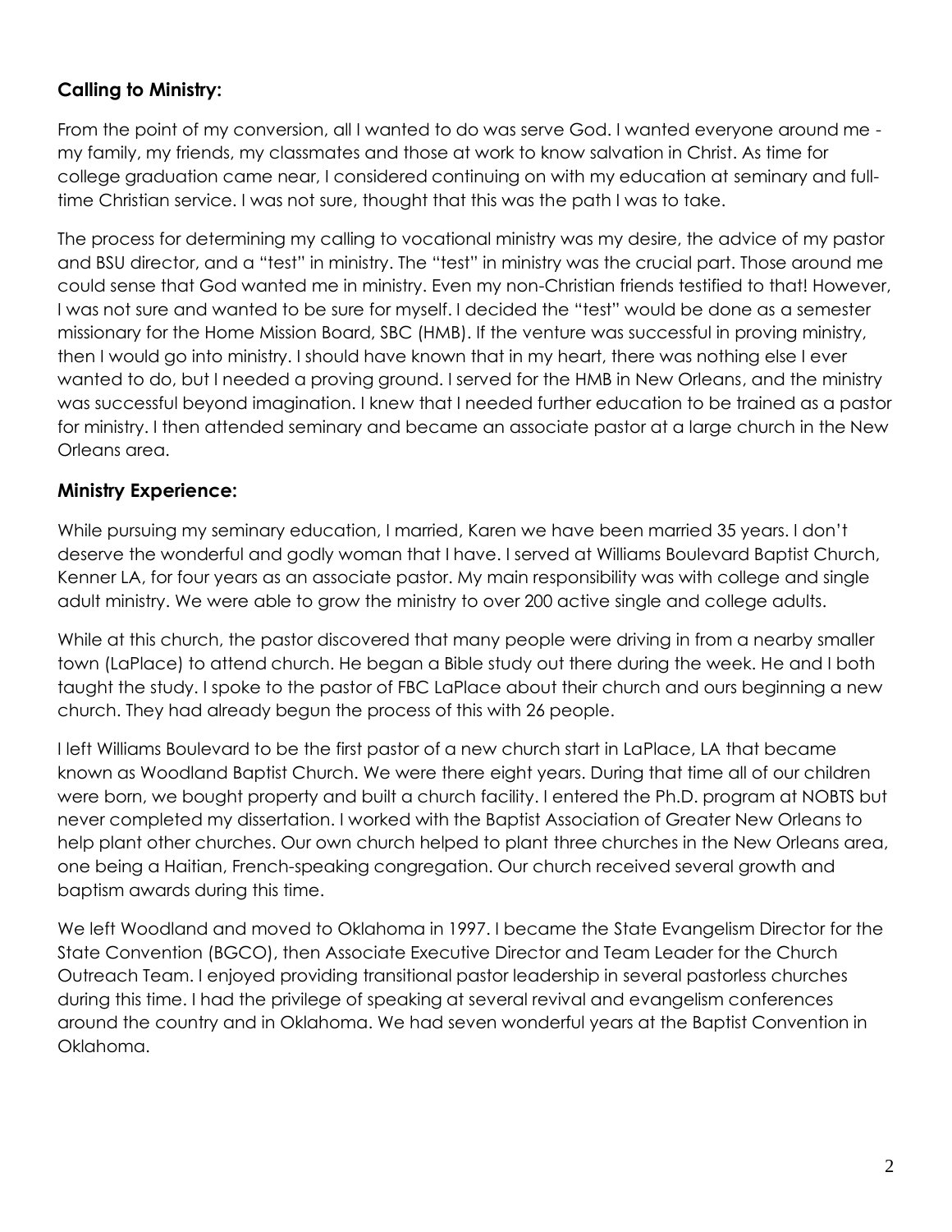## Calling to Ministry:

From the point of my conversion, all I wanted to do was serve God. I wanted everyone around me - my family, my friends, my classmates and those at work to know salvation in Christ. As time for college graduation came near, I considered continuing on with my education at seminary and full-time Christian service. I was not sure, thought that this was the path I was to take.

The process for determining my calling to vocational ministry was my desire, the advice of my pastor and BSU director, and a "test" in ministry. The "test" in ministry was the crucial part. Those around me could sense that God wanted me in ministry. Even my non-Christian friends testified to that! However, I was not sure and wanted to be sure for myself. I decided the "test" would be done as a semester missionary for the Home Mission Board, SBC (HMB). If the venture was successful in proving ministry, then I would go into ministry. I should have known that in my heart, there was nothing else I ever wanted to do, but I needed a proving ground. I served for the HMB in New Orleans, and the ministry was successful beyond imagination. I knew that I needed further education to be trained as a pastor for ministry. I then attended seminary and became an associate pastor at a large church in the New Orleans area.

## Ministry Experience:

While pursuing my seminary education, I married, Karen we have been married 35 years. I don't deserve the wonderful and godly woman that I have. I served at Williams Boulevard Baptist Church, Kenner LA, for four years as an associate pastor. My main responsibility was with college and single adult ministry. We were able to grow the ministry to over 200 active single and college adults.

While at this church, the pastor discovered that many people were driving in from a nearby smaller town (LaPlace) to attend church. He began a Bible study out there during the week. He and I both taught the study. I spoke to the pastor of FBC LaPlace about their church and ours beginning a new church. They had already begun the process of this with 26 people.

I left Williams Boulevard to be the first pastor of a new church start in LaPlace, LA that became known as Woodland Baptist Church. We were there eight years. During that time all of our children were born, we bought property and built a church facility. I entered the Ph.D. program at NOBTS but never completed my dissertation. I worked with the Baptist Association of Greater New Orleans to help plant other churches. Our own church helped to plant three churches in the New Orleans area, one being a Haitian, French-speaking congregation. Our church received several growth and baptism awards during this time.

We left Woodland and moved to Oklahoma in 1997. I became the State Evangelism Director for the State Convention (BGCO), then Associate Executive Director and Team Leader for the Church Outreach Team. I enjoyed providing transitional pastor leadership in several pastorless churches during this time. I had the privilege of speaking at several revival and evangelism conferences around the country and in Oklahoma. We had seven wonderful years at the Baptist Convention in Oklahoma.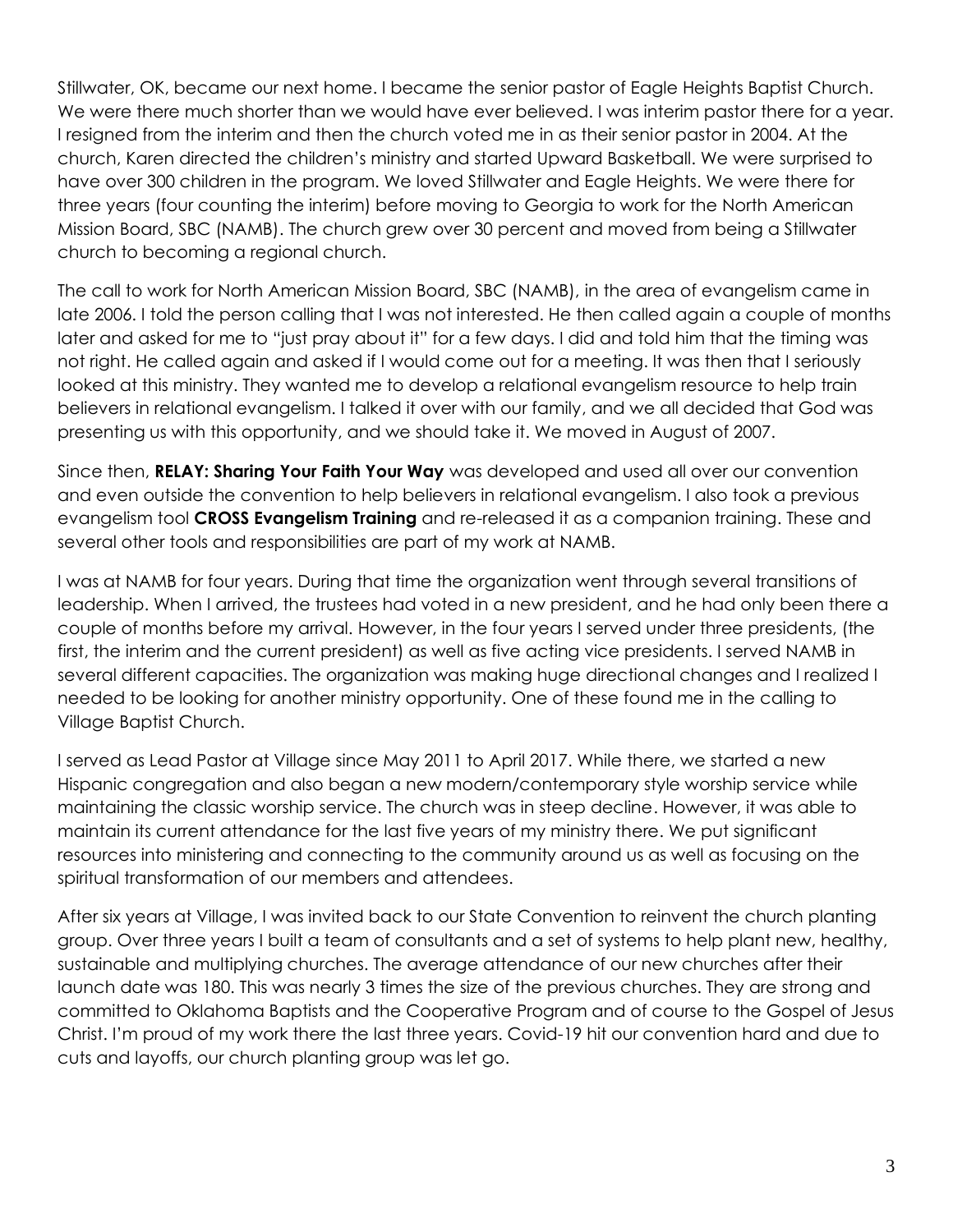Stillwater, OK, became our next home. I became the senior pastor of Eagle Heights Baptist Church. We were there much shorter than we would have ever believed. I was interim pastor there for a year. I resigned from the interim and then the church voted me in as their senior pastor in 2004. At the church, Karen directed the children's ministry and started Upward Basketball. We were surprised to have over 300 children in the program. We loved Stillwater and Eagle Heights. We were there for three years (four counting the interim) before moving to Georgia to work for the North American Mission Board, SBC (NAMB). The church grew over 30 percent and moved from being a Stillwater church to becoming a regional church.

The call to work for North American Mission Board, SBC (NAMB), in the area of evangelism came in late 2006. I told the person calling that I was not interested. He then called again a couple of months later and asked for me to "just pray about it" for a few days. I did and told him that the timing was not right. He called again and asked if I would come out for a meeting. It was then that I seriously looked at this ministry. They wanted me to develop a relational evangelism resource to help train believers in relational evangelism. I talked it over with our family, and we all decided that God was presenting us with this opportunity, and we should take it. We moved in August of 2007.

Since then, **RELAY: Sharing Your Faith Your Way** was developed and used all over our convention and even outside the convention to help believers in relational evangelism. I also took a previous evangelism tool **CROSS Evangelism Training** and re-released it as a companion training. These and several other tools and responsibilities are part of my work at NAMB.

I was at NAMB for four years. During that time the organization went through several transitions of leadership. When I arrived, the trustees had voted in a new president, and he had only been there a couple of months before my arrival. However, in the four years I served under three presidents, (the first, the interim and the current president) as well as five acting vice presidents. I served NAMB in several different capacities. The organization was making huge directional changes and I realized I needed to be looking for another ministry opportunity. One of these found me in the calling to Village Baptist Church.

I served as Lead Pastor at Village since May 2011 to April 2017. While there, we started a new Hispanic congregation and also began a new modern/contemporary style worship service while maintaining the classic worship service. The church was in steep decline. However, it was able to maintain its current attendance for the last five years of my ministry there. We put significant resources into ministering and connecting to the community around us as well as focusing on the spiritual transformation of our members and attendees.

After six years at Village, I was invited back to our State Convention to reinvent the church planting group. Over three years I built a team of consultants and a set of systems to help plant new, healthy, sustainable and multiplying churches. The average attendance of our new churches after their launch date was 180. This was nearly 3 times the size of the previous churches. They are strong and committed to Oklahoma Baptists and the Cooperative Program and of course to the Gospel of Jesus Christ. I'm proud of my work there the last three years. Covid-19 hit our convention hard and due to cuts and layoffs, our church planting group was let go.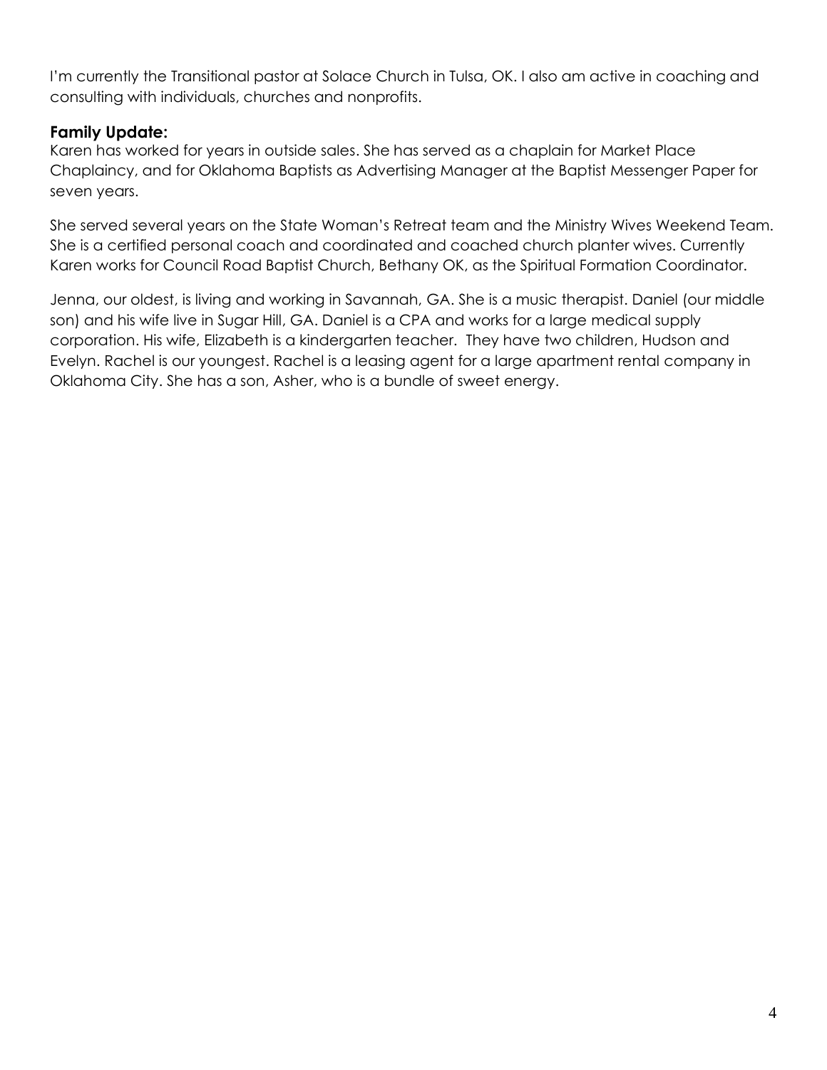I'm currently the Transitional pastor at Solace Church in Tulsa, OK. I also am active in coaching and consulting with individuals, churches and nonprofits.

**Family Update:**

Karen has worked for years in outside sales. She has served as a chaplain for Market Place Chaplaincy, and for Oklahoma Baptists as Advertising Manager at the Baptist Messenger Paper for seven years.

She served several years on the State Woman's Retreat team and the Ministry Wives Weekend Team. She is a certified personal coach and coordinated and coached church planter wives. Currently Karen works for Council Road Baptist Church, Bethany OK, as the Spiritual Formation Coordinator.

Jenna, our oldest, is living and working in Savannah, GA. She is a music therapist. Daniel (our middle son) and his wife live in Sugar Hill, GA. Daniel is a CPA and works for a large medical supply corporation. His wife, Elizabeth is a kindergarten teacher. They have two children, Hudson and Evelyn. Rachel is our youngest. Rachel is a leasing agent for a large apartment rental company in Oklahoma City. She has a son, Asher, who is a bundle of sweet energy.